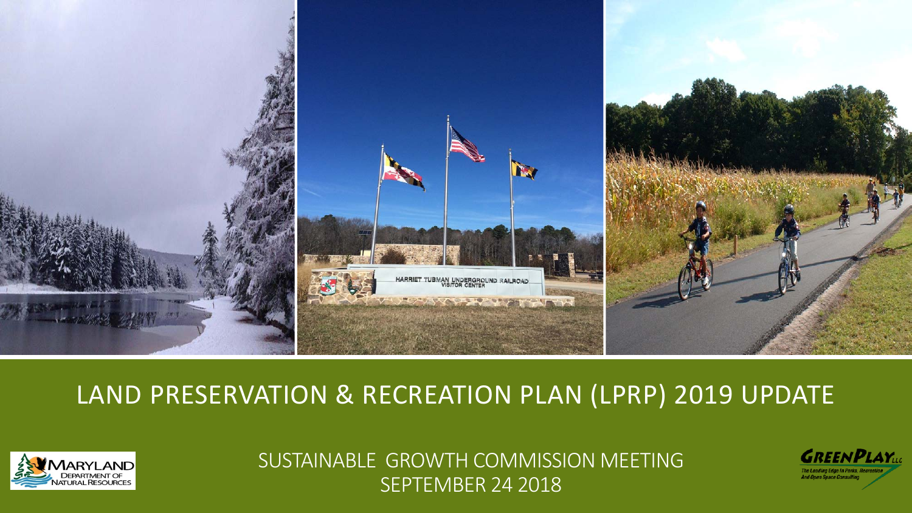# LAND PRESERVATION & RECREATION PLAN (LPRP) 2019 UPDATE

SUSTAINABLE GROWTH COMMISSION MEETING
SEPTEMBER 24 2018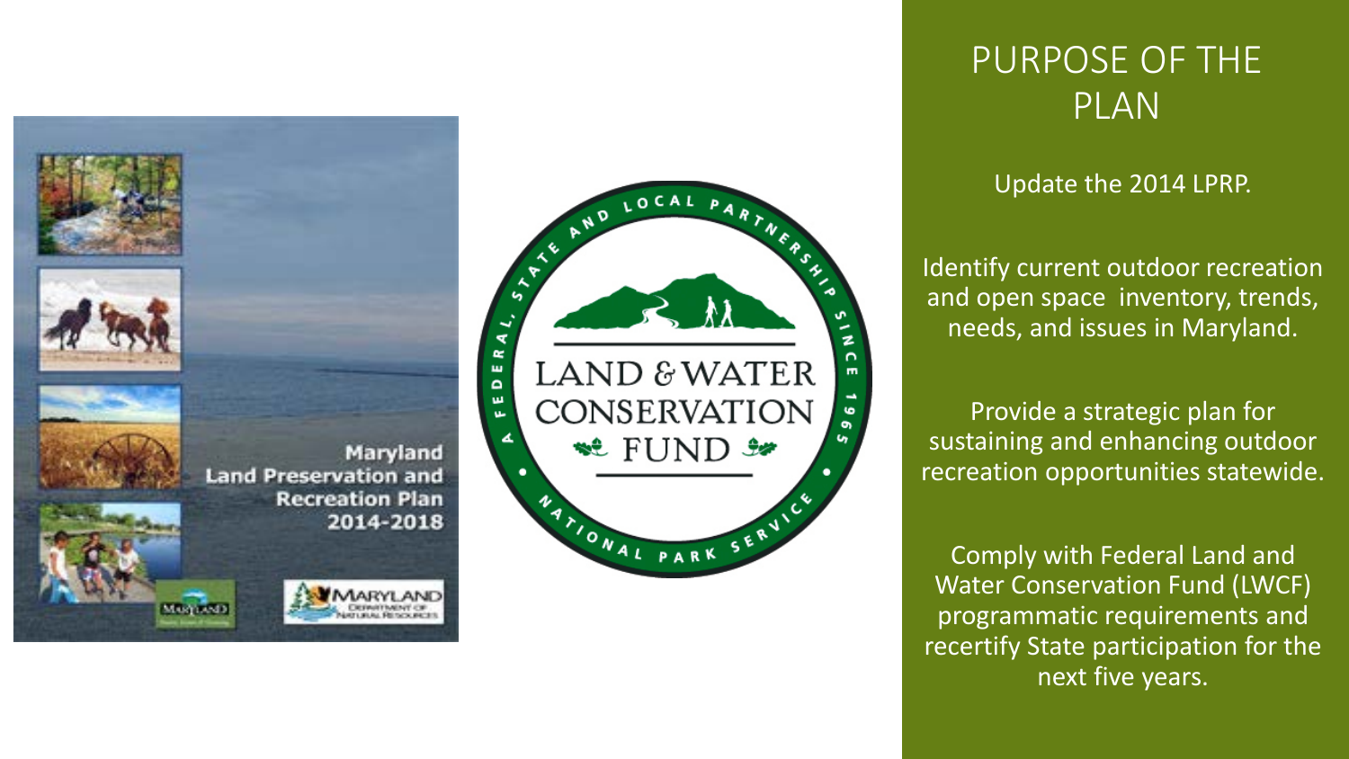# PURPOSE OF THE PLAN

Update the 2014 LPRP.

Identify current outdoor recreation and open space inventory, trends, needs, and issues in Maryland.

Provide a strategic plan for sustaining and enhancing outdoor recreation opportunities statewide.

Comply with Federal Land and Water Conservation Fund (LWCF) programmatic requirements and recertify State participation for the next five years.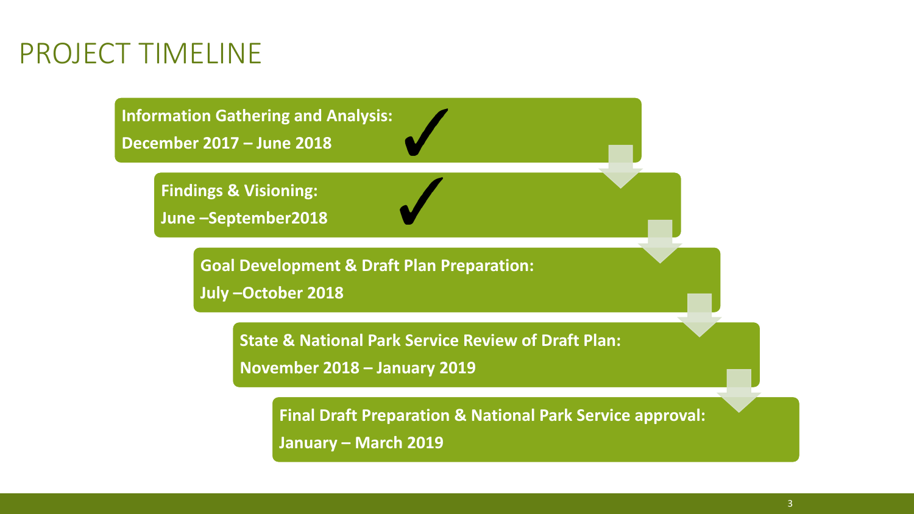# PROJECT TIMELINE

**Information Gathering and Analysis:**
**December 2017 – June 2018** ✓

**Findings & Visioning:**
**June –September2018** ✓

**Goal Development & Draft Plan Preparation:**
**July –October 2018**

**State & National Park Service Review of Draft Plan:**
**November 2018 – January 2019**

**Final Draft Preparation & National Park Service approval:**
**January – March 2019**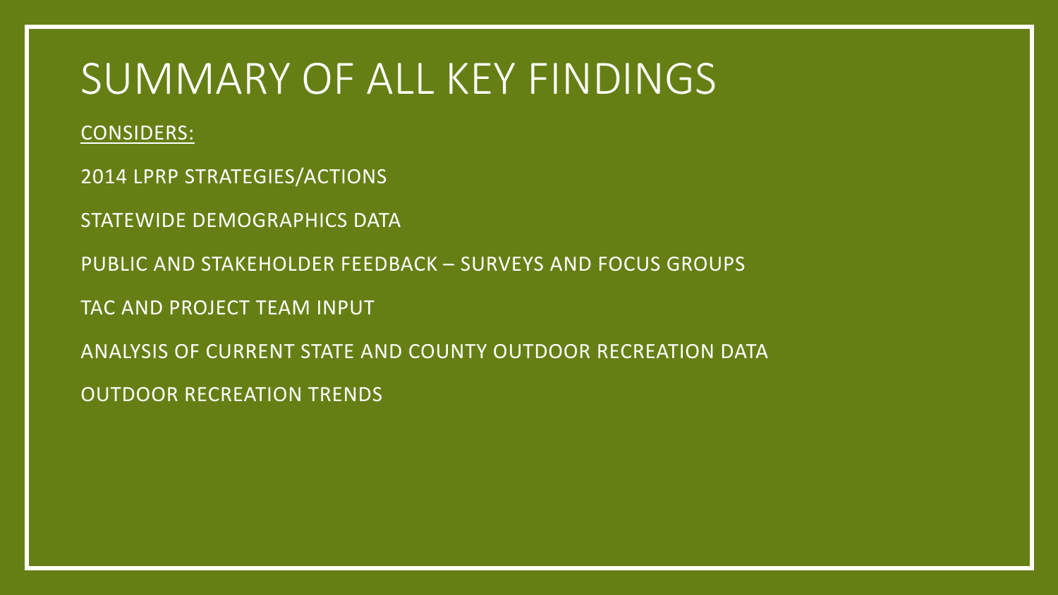# SUMMARY OF ALL KEY FINDINGS

CONSIDERS:

2014 LPRP STRATEGIES/ACTIONS

STATEWIDE DEMOGRAPHICS DATA

PUBLIC AND STAKEHOLDER FEEDBACK – SURVEYS AND FOCUS GROUPS

TAC AND PROJECT TEAM INPUT

ANALYSIS OF CURRENT STATE AND COUNTY OUTDOOR RECREATION DATA

OUTDOOR RECREATION TRENDS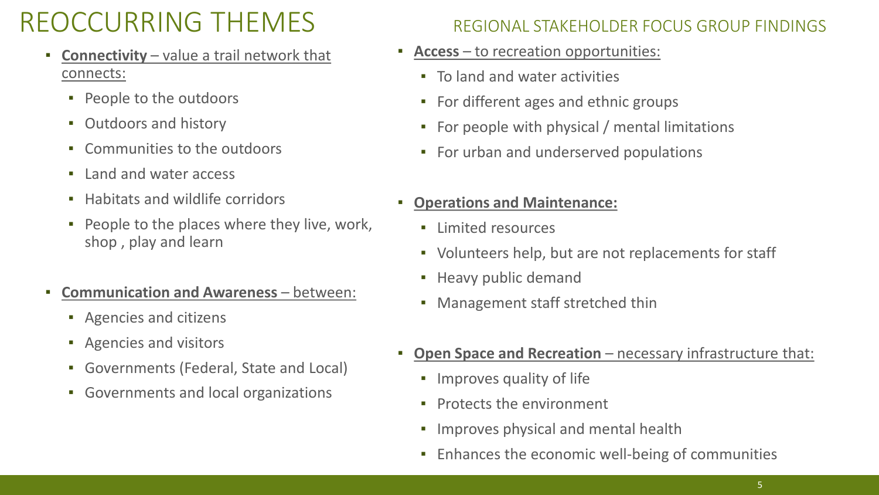# REOCCURRING THEMES

## REGIONAL STAKEHOLDER FOCUS GROUP FINDINGS

- **Connectivity** – value a trail network that connects:
  - People to the outdoors
  - Outdoors and history
  - Communities to the outdoors
  - Land and water access
  - Habitats and wildlife corridors
  - People to the places where they live, work, shop , play and learn
- **Communication and Awareness** – between:
  - Agencies and citizens
  - Agencies and visitors
  - Governments (Federal, State and Local)
  - Governments and local organizations
- **Access** – to recreation opportunities:
  - To land and water activities
  - For different ages and ethnic groups
  - For people with physical / mental limitations
  - For urban and underserved populations
- **Operations and Maintenance:**
  - Limited resources
  - Volunteers help, but are not replacements for staff
  - Heavy public demand
  - Management staff stretched thin
- **Open Space and Recreation** – necessary infrastructure that:
  - Improves quality of life
  - Protects the environment
  - Improves physical and mental health
  - Enhances the economic well-being of communities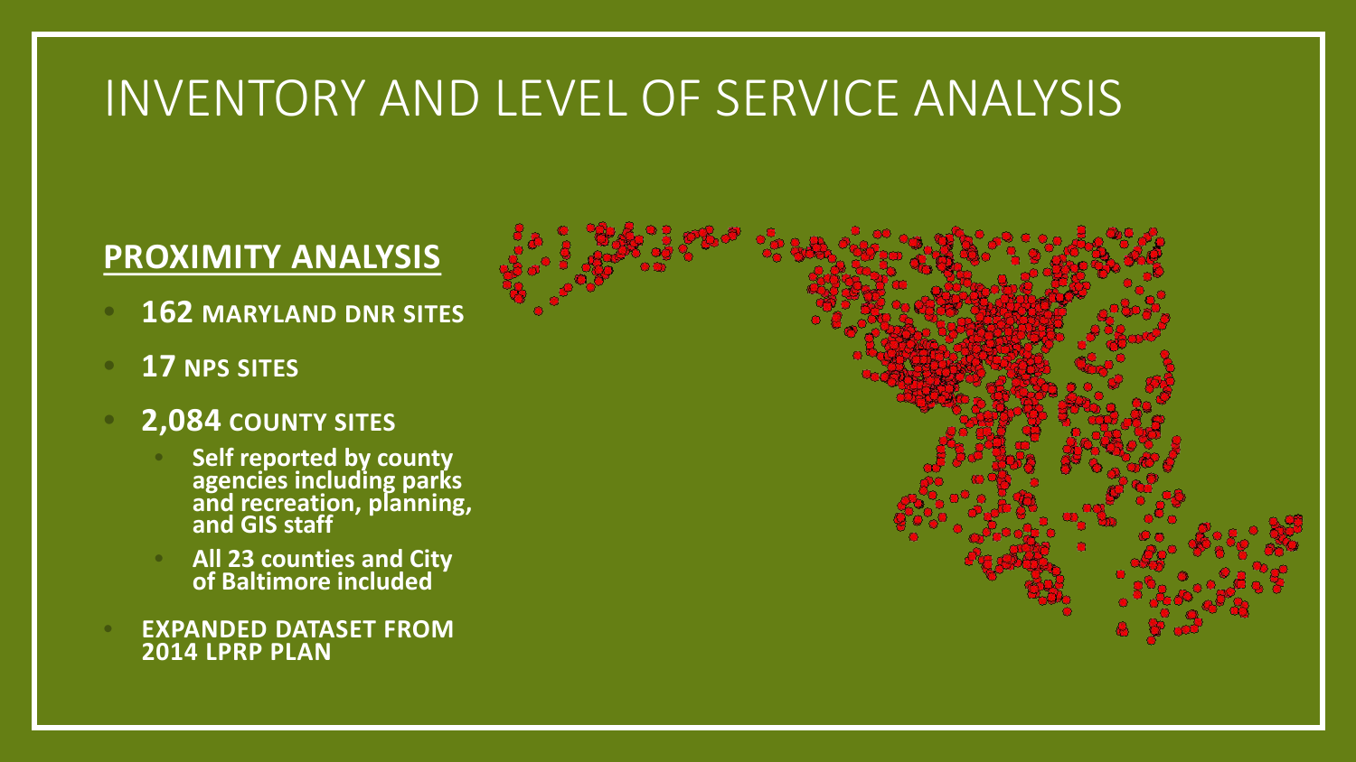# INVENTORY AND LEVEL OF SERVICE ANALYSIS

## PROXIMITY ANALYSIS

- **162 MARYLAND DNR SITES**
- **17 NPS SITES**
- **2,084 COUNTY SITES**
  - **Self reported by county agencies including parks and recreation, planning, and GIS staff**
  - **All 23 counties and City of Baltimore included**
- **EXPANDED DATASET FROM 2014 LPRP PLAN**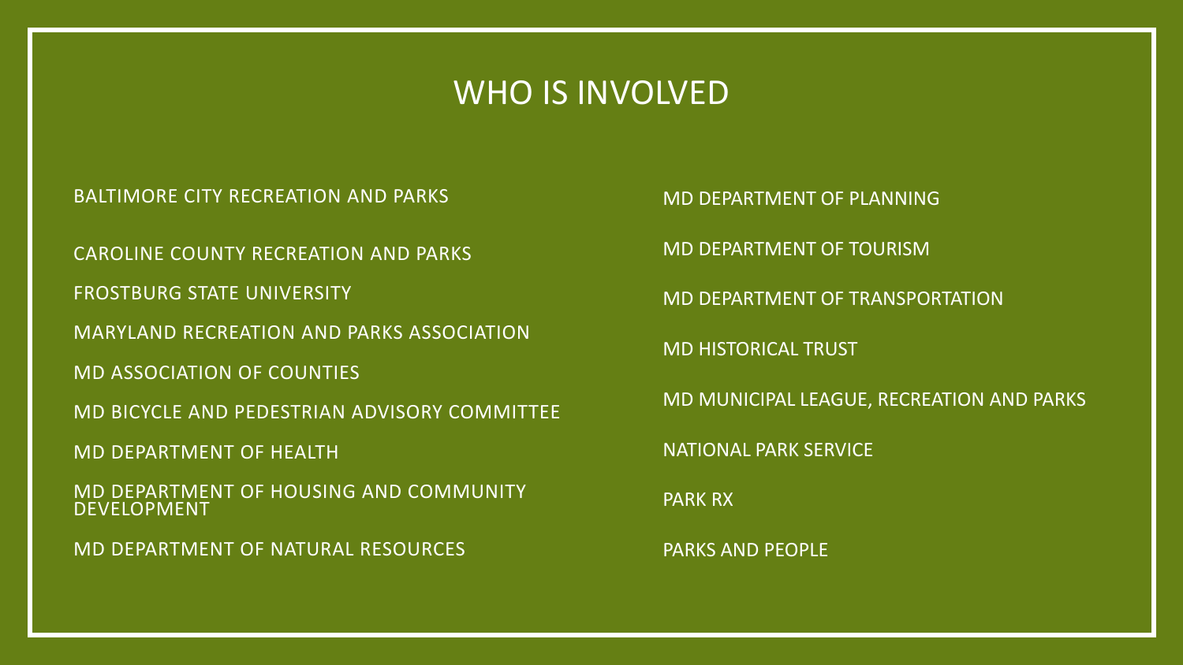# WHO IS INVOLVED

- BALTIMORE CITY RECREATION AND PARKS
- CAROLINE COUNTY RECREATION AND PARKS
- FROSTBURG STATE UNIVERSITY
- MARYLAND RECREATION AND PARKS ASSOCIATION
- MD ASSOCIATION OF COUNTIES
- MD BICYCLE AND PEDESTRIAN ADVISORY COMMITTEE
- MD DEPARTMENT OF HEALTH
- MD DEPARTMENT OF HOUSING AND COMMUNITY DEVELOPMENT
- MD DEPARTMENT OF NATURAL RESOURCES
- MD DEPARTMENT OF PLANNING
- MD DEPARTMENT OF TOURISM
- MD DEPARTMENT OF TRANSPORTATION
- MD HISTORICAL TRUST
- MD MUNICIPAL LEAGUE, RECREATION AND PARKS
- NATIONAL PARK SERVICE
- PARK RX
- PARKS AND PEOPLE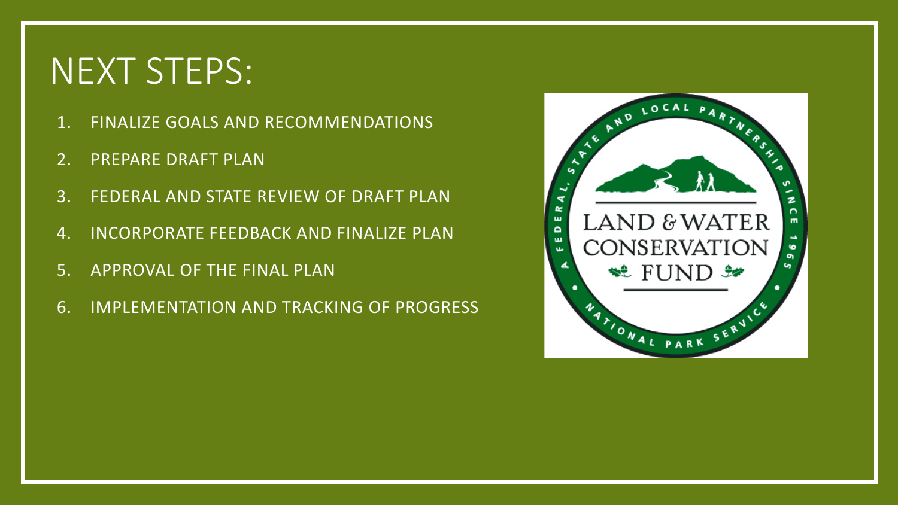# NEXT STEPS:

1. FINALIZE GOALS AND RECOMMENDATIONS
2. PREPARE DRAFT PLAN
3. FEDERAL AND STATE REVIEW OF DRAFT PLAN
4. INCORPORATE FEEDBACK AND FINALIZE PLAN
5. APPROVAL OF THE FINAL PLAN
6. IMPLEMENTATION AND TRACKING OF PROGRESS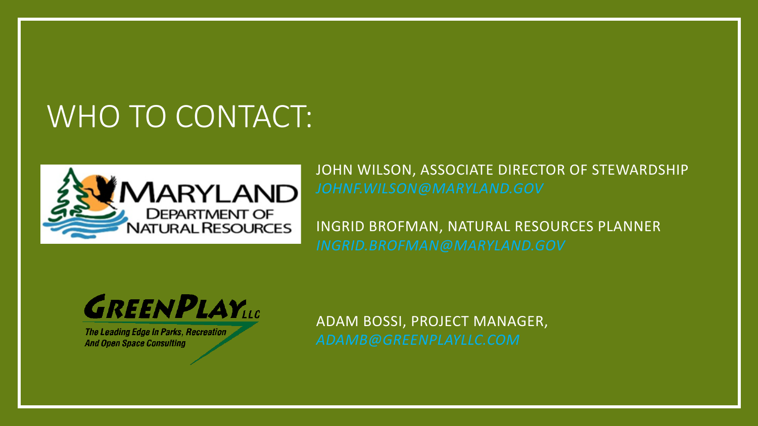# WHO TO CONTACT:

JOHN WILSON, ASSOCIATE DIRECTOR OF STEWARDSHIP
*JOHNF.WILSON@MARYLAND.GOV*

INGRID BROFMAN, NATURAL RESOURCES PLANNER
*INGRID.BROFMAN@MARYLAND.GOV*

ADAM BOSSI, PROJECT MANAGER,
*ADAMB@GREENPLAYLLC.COM*